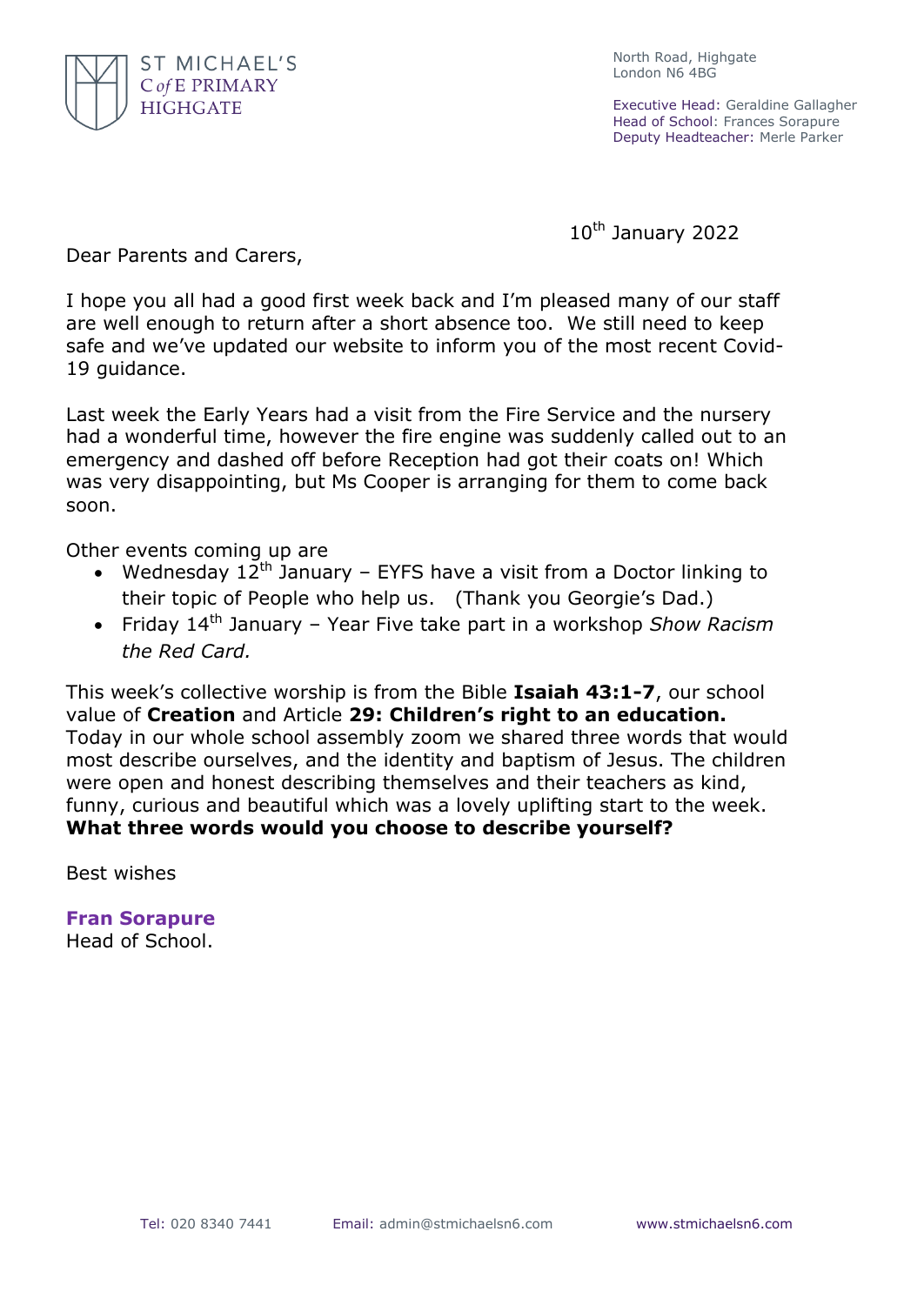ST MICHAEL'S
C of E PRIMARY
HIGHGATE

North Road, Highgate
London N6 4BG

Executive Head: Geraldine Gallagher
Head of School: Frances Sorapure
Deputy Headteacher: Merle Parker

10th January 2022

Dear Parents and Carers,

I hope you all had a good first week back and I'm pleased many of our staff are well enough to return after a short absence too. We still need to keep safe and we've updated our website to inform you of the most recent Covid-19 guidance.

Last week the Early Years had a visit from the Fire Service and the nursery had a wonderful time, however the fire engine was suddenly called out to an emergency and dashed off before Reception had got their coats on! Which was very disappointing, but Ms Cooper is arranging for them to come back soon.

Other events coming up are

- Wednesday 12th January – EYFS have a visit from a Doctor linking to their topic of People who help us. (Thank you Georgie's Dad.)
- Friday 14th January – Year Five take part in a workshop *Show Racism the Red Card.*

This week's collective worship is from the Bible **Isaiah 43:1-7**, our school value of **Creation** and Article **29: Children's right to an education.** Today in our whole school assembly zoom we shared three words that would most describe ourselves, and the identity and baptism of Jesus. The children were open and honest describing themselves and their teachers as kind, funny, curious and beautiful which was a lovely uplifting start to the week. **What three words would you choose to describe yourself?**

Best wishes

**Fran Sorapure**
Head of School.

Tel: 020 8340 7441 Email: admin@stmichaelsn6.com www.stmichaelsn6.com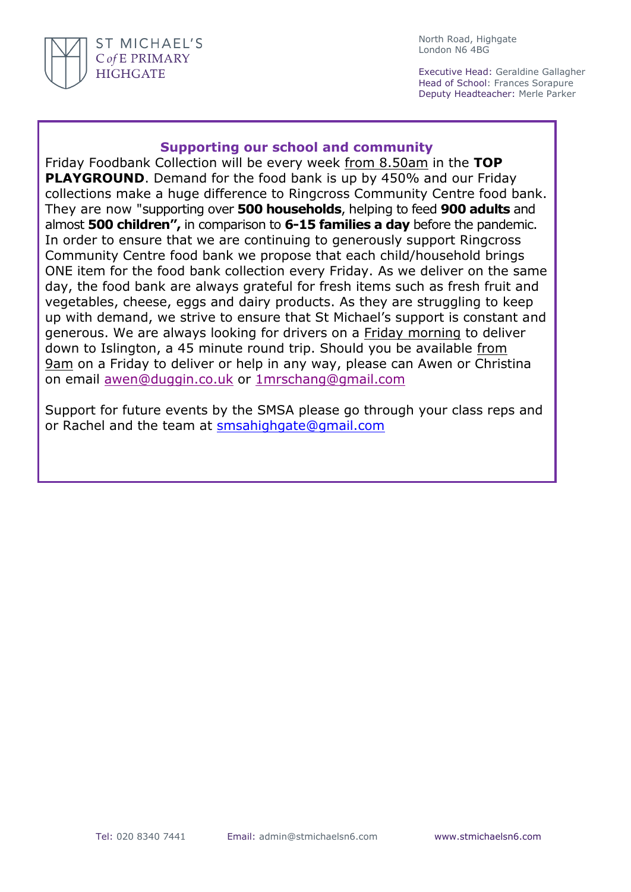## Supporting our school and community

Friday Foodbank Collection will be every week from 8.50am in the **TOP PLAYGROUND**. Demand for the food bank is up by 450% and our Friday collections make a huge difference to Ringcross Community Centre food bank. They are now "supporting over **500 households**, helping to feed **900 adults** and almost **500 children",** in comparison to **6-15 families a day** before the pandemic. In order to ensure that we are continuing to generously support Ringcross Community Centre food bank we propose that each child/household brings ONE item for the food bank collection every Friday. As we deliver on the same day, the food bank are always grateful for fresh items such as fresh fruit and vegetables, cheese, eggs and dairy products. As they are struggling to keep up with demand, we strive to ensure that St Michael's support is constant and generous. We are always looking for drivers on a Friday morning to deliver down to Islington, a 45 minute round trip. Should you be available from 9am on a Friday to deliver or help in any way, please can Awen or Christina on email awen@duggin.co.uk or 1mrschang@gmail.com

Support for future events by the SMSA please go through your class reps and or Rachel and the team at smsahighgate@gmail.com